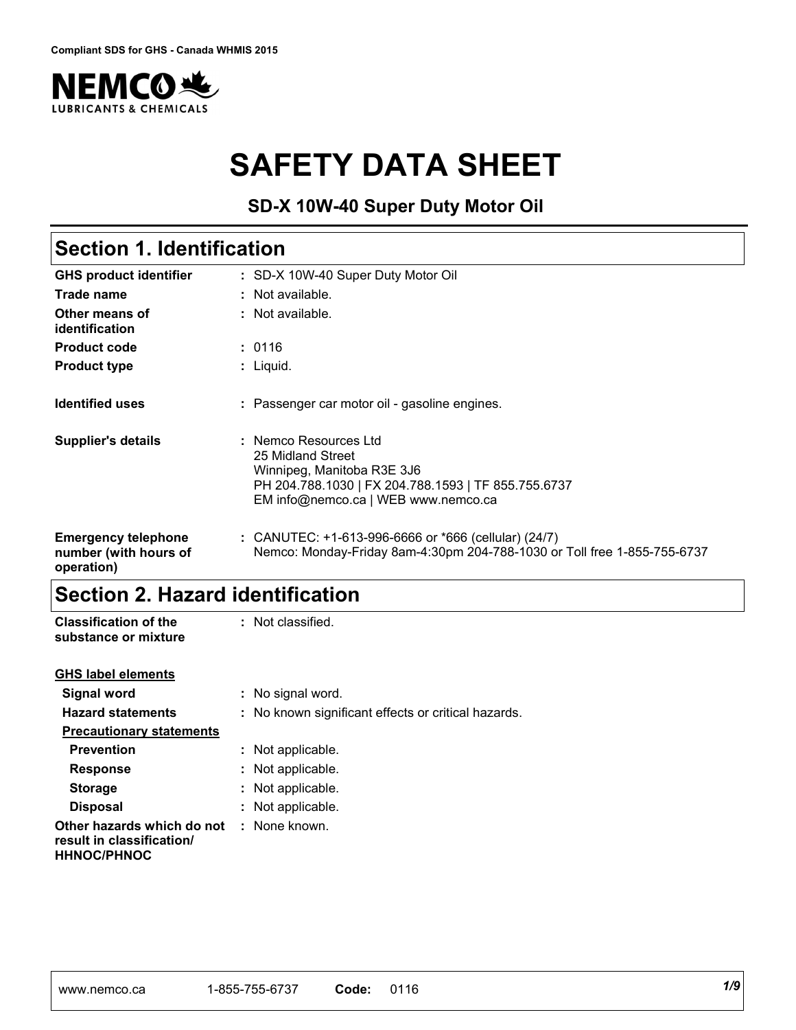Compliant SDS for GHS - Canada WHMIS 2015

NEMCO LUBRICANTS & CHEMICALS

# SAFETY DATA SHEET

## SD-X 10W-40 Super Duty Motor Oil

## Section 1. Identification

| | |
|---|---|
| **GHS product identifier** | : SD-X 10W-40 Super Duty Motor Oil |
| **Trade name** | : Not available. |
| **Other means of identification** | : Not available. |
| **Product code** | : 0116 |
| **Product type** | : Liquid. |
| **Identified uses** | : Passenger car motor oil - gasoline engines. |
| **Supplier's details** | : Nemco Resources Ltd<br>25 Midland Street<br>Winnipeg, Manitoba R3E 3J6<br>PH 204.788.1030 \| FX 204.788.1593 \| TF 855.755.6737<br>EM info@nemco.ca \| WEB www.nemco.ca |
| **Emergency telephone number (with hours of operation)** | : CANUTEC: +1-613-996-6666 or *666 (cellular) (24/7)<br>Nemco: Monday-Friday 8am-4:30pm 204-788-1030 or Toll free 1-855-755-6737 |

## Section 2. Hazard identification

| | |
|---|---|
| **Classification of the substance or mixture** | : Not classified. |

**GHS label elements**

| | |
|---|---|
| **Signal word** | : No signal word. |
| **Hazard statements** | : No known significant effects or critical hazards. |

**Precautionary statements**

| | |
|---|---|
| **Prevention** | : Not applicable. |
| **Response** | : Not applicable. |
| **Storage** | : Not applicable. |
| **Disposal** | : Not applicable. |
| **Other hazards which do not result in classification/ HHNOC/PHNOC** | : None known. |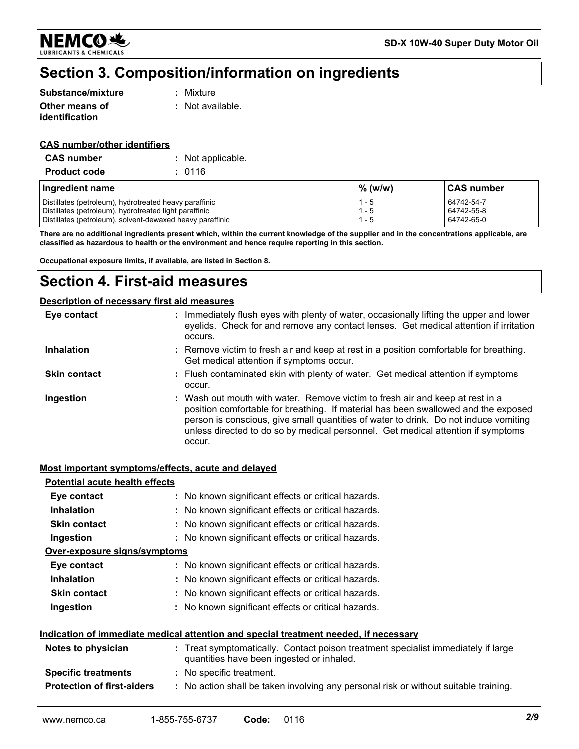## Section 3. Composition/information on ingredients

| | |
|---|---|
| **Substance/mixture** | : Mixture |
| **Other means of identification** | : Not available. |

**CAS number/other identifiers**

| | |
|---|---|
| **CAS number** | : Not applicable. |
| **Product code** | : 0116 |

| Ingredient name | % (w/w) | CAS number |
|---|---|---|
| Distillates (petroleum), hydrotreated heavy paraffinic | 1 - 5 | 64742-54-7 |
| Distillates (petroleum), hydrotreated light paraffinic | 1 - 5 | 64742-55-8 |
| Distillates (petroleum), solvent-dewaxed heavy paraffinic | 1 - 5 | 64742-65-0 |

**There are no additional ingredients present which, within the current knowledge of the supplier and in the concentrations applicable, are classified as hazardous to health or the environment and hence require reporting in this section.**

**Occupational exposure limits, if available, are listed in Section 8.**

## Section 4. First-aid measures

**Description of necessary first aid measures**

| | |
|---|---|
| **Eye contact** | : Immediately flush eyes with plenty of water, occasionally lifting the upper and lower eyelids. Check for and remove any contact lenses. Get medical attention if irritation occurs. |
| **Inhalation** | : Remove victim to fresh air and keep at rest in a position comfortable for breathing. Get medical attention if symptoms occur. |
| **Skin contact** | : Flush contaminated skin with plenty of water. Get medical attention if symptoms occur. |
| **Ingestion** | : Wash out mouth with water. Remove victim to fresh air and keep at rest in a position comfortable for breathing. If material has been swallowed and the exposed person is conscious, give small quantities of water to drink. Do not induce vomiting unless directed to do so by medical personnel. Get medical attention if symptoms occur. |

**Most important symptoms/effects, acute and delayed**

**Potential acute health effects**

| | |
|---|---|
| **Eye contact** | : No known significant effects or critical hazards. |
| **Inhalation** | : No known significant effects or critical hazards. |
| **Skin contact** | : No known significant effects or critical hazards. |
| **Ingestion** | : No known significant effects or critical hazards. |

**Over-exposure signs/symptoms**

| | |
|---|---|
| **Eye contact** | : No known significant effects or critical hazards. |
| **Inhalation** | : No known significant effects or critical hazards. |
| **Skin contact** | : No known significant effects or critical hazards. |
| **Ingestion** | : No known significant effects or critical hazards. |

**Indication of immediate medical attention and special treatment needed, if necessary**

| | |
|---|---|
| **Notes to physician** | : Treat symptomatically. Contact poison treatment specialist immediately if large quantities have been ingested or inhaled. |
| **Specific treatments** | : No specific treatment. |
| **Protection of first-aiders** | : No action shall be taken involving any personal risk or without suitable training. |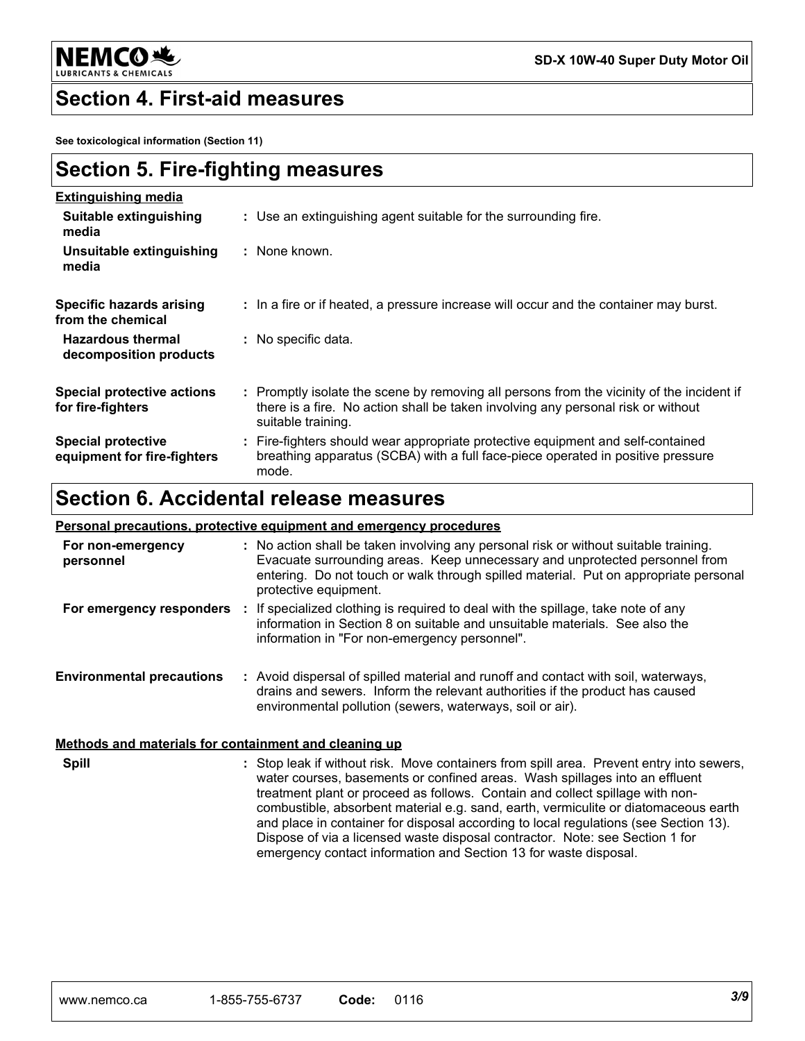## Section 4. First-aid measures

**See toxicological information (Section 11)**

## Section 5. Fire-fighting measures

**Extinguishing media**

| | |
|---|---|
| **Suitable extinguishing media** | : Use an extinguishing agent suitable for the surrounding fire. |
| **Unsuitable extinguishing media** | : None known. |
| **Specific hazards arising from the chemical** | : In a fire or if heated, a pressure increase will occur and the container may burst. |
| **Hazardous thermal decomposition products** | : No specific data. |
| **Special protective actions for fire-fighters** | : Promptly isolate the scene by removing all persons from the vicinity of the incident if there is a fire. No action shall be taken involving any personal risk or without suitable training. |
| **Special protective equipment for fire-fighters** | : Fire-fighters should wear appropriate protective equipment and self-contained breathing apparatus (SCBA) with a full face-piece operated in positive pressure mode. |

## Section 6. Accidental release measures

**Personal precautions, protective equipment and emergency procedures**

| | |
|---|---|
| **For non-emergency personnel** | : No action shall be taken involving any personal risk or without suitable training. Evacuate surrounding areas. Keep unnecessary and unprotected personnel from entering. Do not touch or walk through spilled material. Put on appropriate personal protective equipment. |
| **For emergency responders** | : If specialized clothing is required to deal with the spillage, take note of any information in Section 8 on suitable and unsuitable materials. See also the information in "For non-emergency personnel". |
| **Environmental precautions** | : Avoid dispersal of spilled material and runoff and contact with soil, waterways, drains and sewers. Inform the relevant authorities if the product has caused environmental pollution (sewers, waterways, soil or air). |

**Methods and materials for containment and cleaning up**

| | |
|---|---|
| **Spill** | : Stop leak if without risk. Move containers from spill area. Prevent entry into sewers, water courses, basements or confined areas. Wash spillages into an effluent treatment plant or proceed as follows. Contain and collect spillage with non-combustible, absorbent material e.g. sand, earth, vermiculite or diatomaceous earth and place in container for disposal according to local regulations (see Section 13). Dispose of via a licensed waste disposal contractor. Note: see Section 1 for emergency contact information and Section 13 for waste disposal. |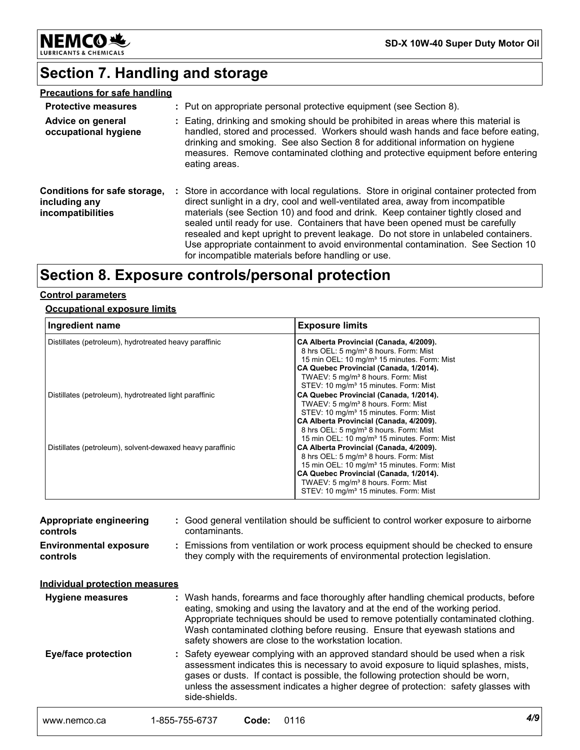## Section 7. Handling and storage

**Precautions for safe handling**

**Protective measures** : Put on appropriate personal protective equipment (see Section 8).

**Advice on general occupational hygiene** : Eating, drinking and smoking should be prohibited in areas where this material is handled, stored and processed. Workers should wash hands and face before eating, drinking and smoking. See also Section 8 for additional information on hygiene measures. Remove contaminated clothing and protective equipment before entering eating areas.

**Conditions for safe storage, including any incompatibilities** : Store in accordance with local regulations. Store in original container protected from direct sunlight in a dry, cool and well-ventilated area, away from incompatible materials (see Section 10) and food and drink. Keep container tightly closed and sealed until ready for use. Containers that have been opened must be carefully resealed and kept upright to prevent leakage. Do not store in unlabeled containers. Use appropriate containment to avoid environmental contamination. See Section 10 for incompatible materials before handling or use.

## Section 8. Exposure controls/personal protection

**Control parameters**

**Occupational exposure limits**

| Ingredient name | Exposure limits |
|---|---|
| Distillates (petroleum), hydrotreated heavy paraffinic | **CA Alberta Provincial (Canada, 4/2009).**<br>8 hrs OEL: 5 mg/m³ 8 hours. Form: Mist<br>15 min OEL: 10 mg/m³ 15 minutes. Form: Mist<br>**CA Quebec Provincial (Canada, 1/2014).**<br>TWAEV: 5 mg/m³ 8 hours. Form: Mist<br>STEV: 10 mg/m³ 15 minutes. Form: Mist |
| Distillates (petroleum), hydrotreated light paraffinic | **CA Quebec Provincial (Canada, 1/2014).**<br>TWAEV: 5 mg/m³ 8 hours. Form: Mist<br>STEV: 10 mg/m³ 15 minutes. Form: Mist<br>**CA Alberta Provincial (Canada, 4/2009).**<br>8 hrs OEL: 5 mg/m³ 8 hours. Form: Mist<br>15 min OEL: 10 mg/m³ 15 minutes. Form: Mist |
| Distillates (petroleum), solvent-dewaxed heavy paraffinic | **CA Alberta Provincial (Canada, 4/2009).**<br>8 hrs OEL: 5 mg/m³ 8 hours. Form: Mist<br>15 min OEL: 10 mg/m³ 15 minutes. Form: Mist<br>**CA Quebec Provincial (Canada, 1/2014).**<br>TWAEV: 5 mg/m³ 8 hours. Form: Mist<br>STEV: 10 mg/m³ 15 minutes. Form: Mist |

**Appropriate engineering controls** : Good general ventilation should be sufficient to control worker exposure to airborne contaminants.

**Environmental exposure controls** : Emissions from ventilation or work process equipment should be checked to ensure they comply with the requirements of environmental protection legislation.

**Individual protection measures**

**Hygiene measures** : Wash hands, forearms and face thoroughly after handling chemical products, before eating, smoking and using the lavatory and at the end of the working period. Appropriate techniques should be used to remove potentially contaminated clothing. Wash contaminated clothing before reusing. Ensure that eyewash stations and safety showers are close to the workstation location.

**Eye/face protection** : Safety eyewear complying with an approved standard should be used when a risk assessment indicates this is necessary to avoid exposure to liquid splashes, mists, gases or dusts. If contact is possible, the following protection should be worn, unless the assessment indicates a higher degree of protection: safety glasses with side-shields.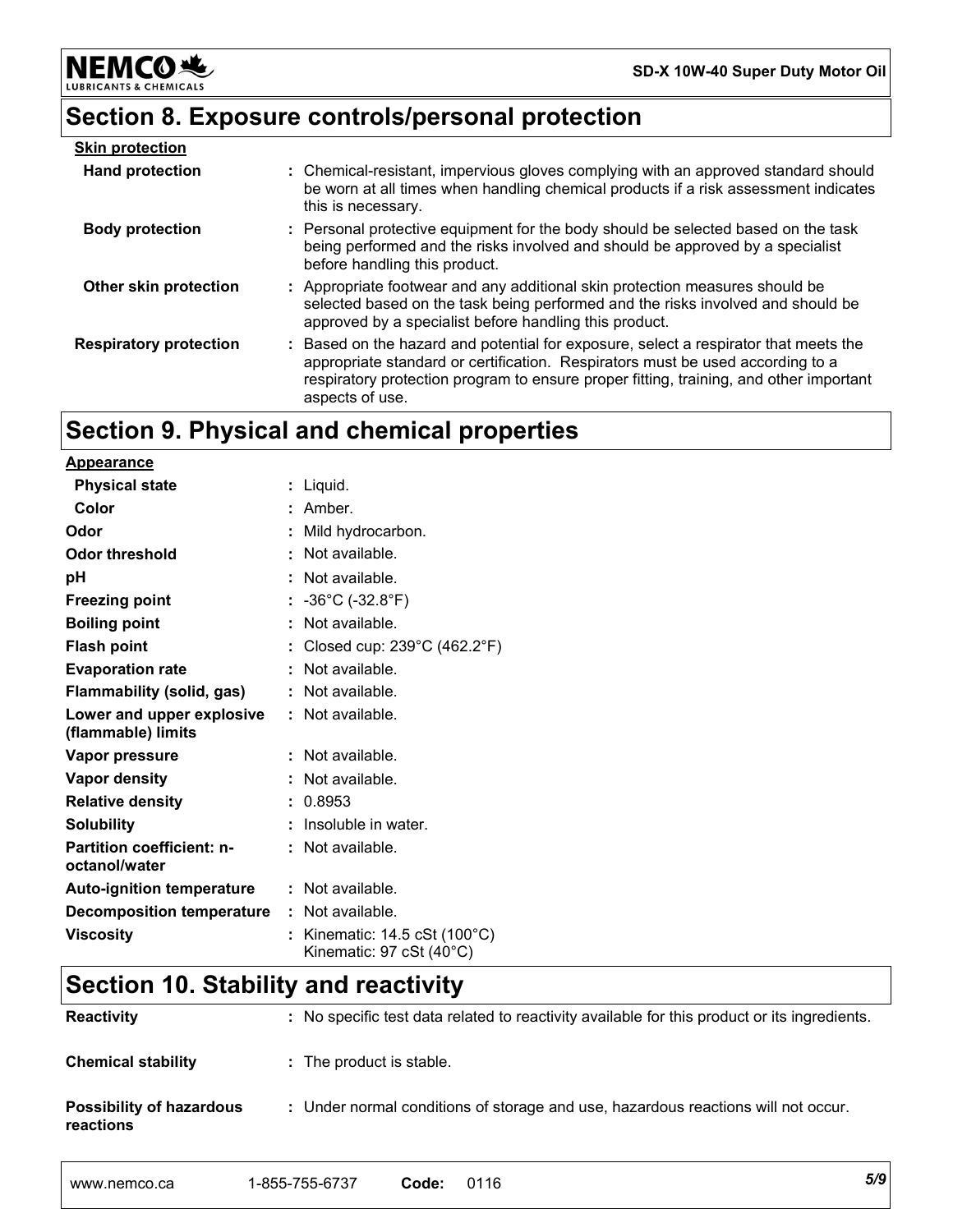## Section 8. Exposure controls/personal protection

**Skin protection**

| | |
|---|---|
| **Hand protection** | : Chemical-resistant, impervious gloves complying with an approved standard should be worn at all times when handling chemical products if a risk assessment indicates this is necessary. |
| **Body protection** | : Personal protective equipment for the body should be selected based on the task being performed and the risks involved and should be approved by a specialist before handling this product. |
| **Other skin protection** | : Appropriate footwear and any additional skin protection measures should be selected based on the task being performed and the risks involved and should be approved by a specialist before handling this product. |
| **Respiratory protection** | : Based on the hazard and potential for exposure, select a respirator that meets the appropriate standard or certification. Respirators must be used according to a respiratory protection program to ensure proper fitting, training, and other important aspects of use. |

## Section 9. Physical and chemical properties

**Appearance**

| | |
|---|---|
| **Physical state** | : Liquid. |
| **Color** | : Amber. |
| **Odor** | : Mild hydrocarbon. |
| **Odor threshold** | : Not available. |
| **pH** | : Not available. |
| **Freezing point** | : -36°C (-32.8°F) |
| **Boiling point** | : Not available. |
| **Flash point** | : Closed cup: 239°C (462.2°F) |
| **Evaporation rate** | : Not available. |
| **Flammability (solid, gas)** | : Not available. |
| **Lower and upper explosive (flammable) limits** | : Not available. |
| **Vapor pressure** | : Not available. |
| **Vapor density** | : Not available. |
| **Relative density** | : 0.8953 |
| **Solubility** | : Insoluble in water. |
| **Partition coefficient: n-octanol/water** | : Not available. |
| **Auto-ignition temperature** | : Not available. |
| **Decomposition temperature** | : Not available. |
| **Viscosity** | : Kinematic: 14.5 cSt (100°C)<br>Kinematic: 97 cSt (40°C) |

## Section 10. Stability and reactivity

| | |
|---|---|
| **Reactivity** | : No specific test data related to reactivity available for this product or its ingredients. |
| **Chemical stability** | : The product is stable. |
| **Possibility of hazardous reactions** | : Under normal conditions of storage and use, hazardous reactions will not occur. |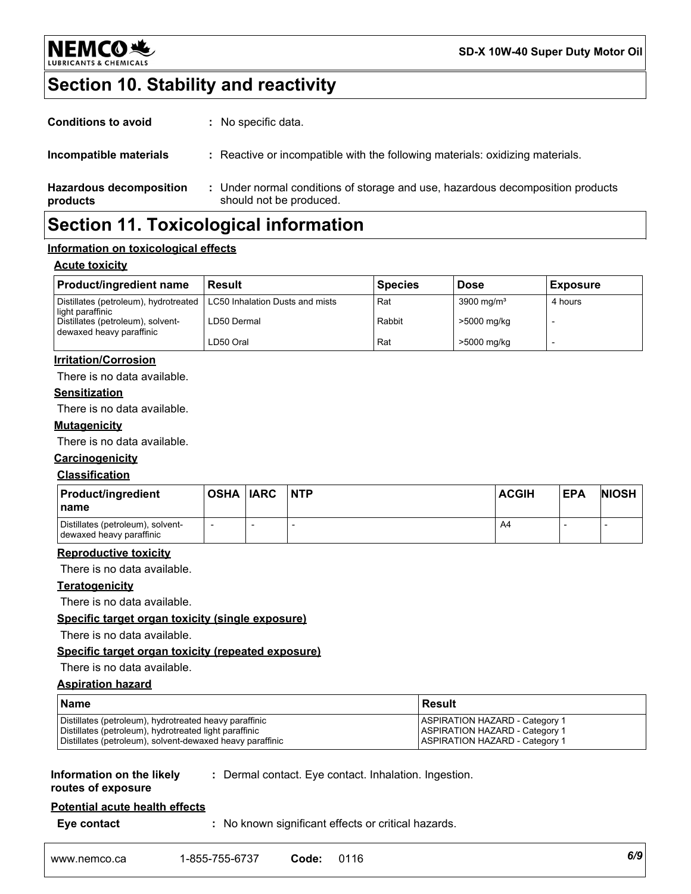## Section 10. Stability and reactivity

**Conditions to avoid** : No specific data.

**Incompatible materials** : Reactive or incompatible with the following materials: oxidizing materials.

**Hazardous decomposition products** : Under normal conditions of storage and use, hazardous decomposition products should not be produced.

## Section 11. Toxicological information

### Information on toxicological effects

#### Acute toxicity

| Product/ingredient name | Result | Species | Dose | Exposure |
|---|---|---|---|---|
| Distillates (petroleum), hydrotreated light paraffinic | LC50 Inhalation Dusts and mists | Rat | 3900 mg/m³ | 4 hours |
| Distillates (petroleum), solvent-dewaxed heavy paraffinic | LD50 Dermal | Rabbit | >5000 mg/kg | - |
| | LD50 Oral | Rat | >5000 mg/kg | - |

#### Irritation/Corrosion

There is no data available.

#### Sensitization

There is no data available.

#### Mutagenicity

There is no data available.

#### Carcinogenicity

**Classification**

| Product/ingredient name | OSHA | IARC | NTP | ACGIH | EPA | NIOSH |
|---|---|---|---|---|---|---|
| Distillates (petroleum), solvent-dewaxed heavy paraffinic | - | - | - | A4 | - | - |

#### Reproductive toxicity

There is no data available.

#### Teratogenicity

There is no data available.

#### Specific target organ toxicity (single exposure)

There is no data available.

#### Specific target organ toxicity (repeated exposure)

There is no data available.

#### Aspiration hazard

| Name | Result |
|---|---|
| Distillates (petroleum), hydrotreated heavy paraffinic | ASPIRATION HAZARD - Category 1 |
| Distillates (petroleum), hydrotreated light paraffinic | ASPIRATION HAZARD - Category 1 |
| Distillates (petroleum), solvent-dewaxed heavy paraffinic | ASPIRATION HAZARD - Category 1 |

**Information on the likely routes of exposure** : Dermal contact. Eye contact. Inhalation. Ingestion.

#### Potential acute health effects

**Eye contact** : No known significant effects or critical hazards.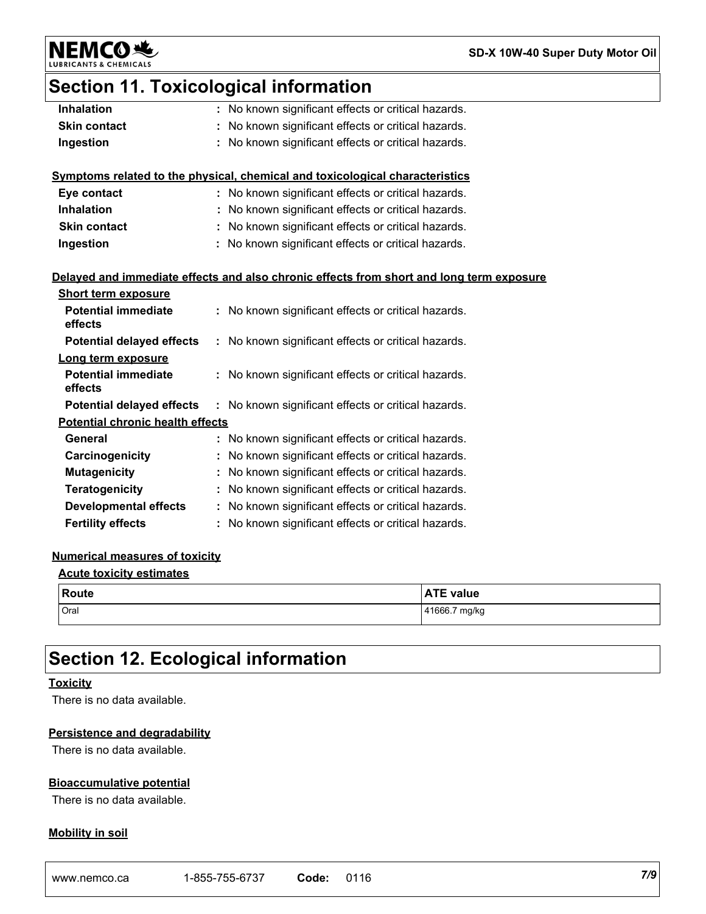## Section 11. Toxicological information

**Inhalation** : No known significant effects or critical hazards.

**Skin contact** : No known significant effects or critical hazards.

**Ingestion** : No known significant effects or critical hazards.

### Symptoms related to the physical, chemical and toxicological characteristics

**Eye contact** : No known significant effects or critical hazards.

**Inhalation** : No known significant effects or critical hazards.

**Skin contact** : No known significant effects or critical hazards.

**Ingestion** : No known significant effects or critical hazards.

### Delayed and immediate effects and also chronic effects from short and long term exposure

**Short term exposure**

**Potential immediate effects** : No known significant effects or critical hazards.

**Potential delayed effects** : No known significant effects or critical hazards.

**Long term exposure**

**Potential immediate effects** : No known significant effects or critical hazards.

**Potential delayed effects** : No known significant effects or critical hazards.

**Potential chronic health effects**

**General** : No known significant effects or critical hazards.

**Carcinogenicity** : No known significant effects or critical hazards.

**Mutagenicity** : No known significant effects or critical hazards.

**Teratogenicity** : No known significant effects or critical hazards.

**Developmental effects** : No known significant effects or critical hazards.

**Fertility effects** : No known significant effects or critical hazards.

### Numerical measures of toxicity

**Acute toxicity estimates**

| Route | ATE value |
| --- | --- |
| Oral | 41666.7 mg/kg |

## Section 12. Ecological information

### Toxicity

There is no data available.

### Persistence and degradability

There is no data available.

### Bioaccumulative potential

There is no data available.

### Mobility in soil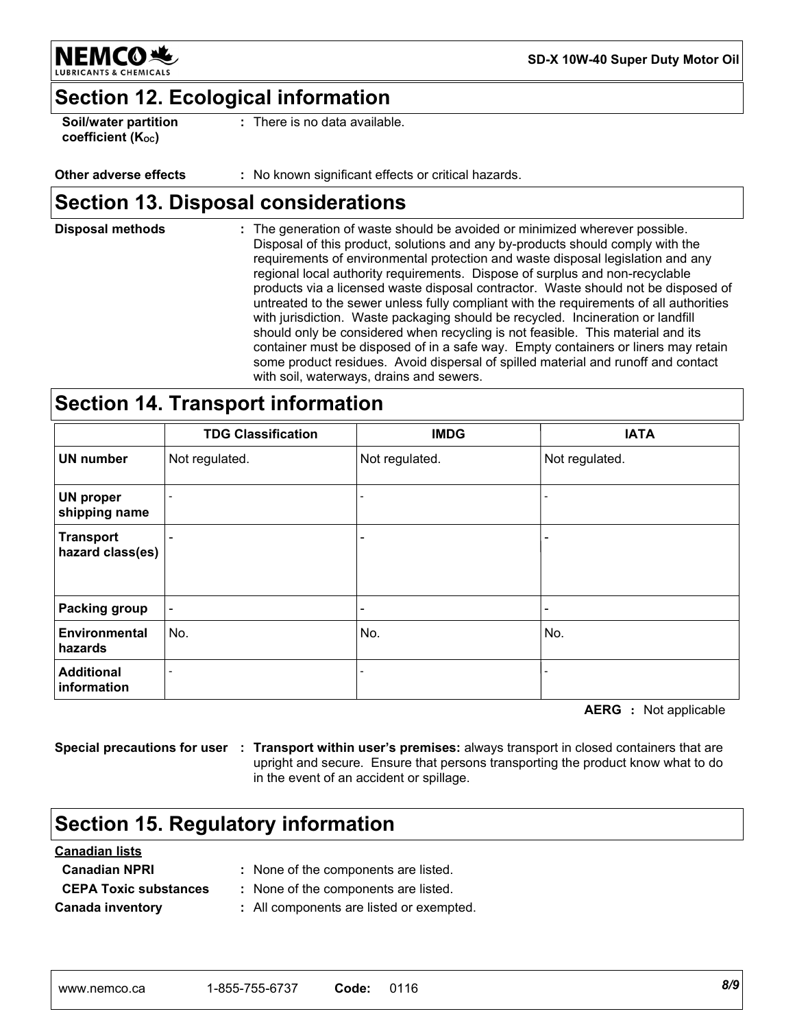## Section 12. Ecological information

**Soil/water partition coefficient ($K_{OC}$)** : There is no data available.

**Other adverse effects** : No known significant effects or critical hazards.

## Section 13. Disposal considerations

**Disposal methods** : The generation of waste should be avoided or minimized wherever possible. Disposal of this product, solutions and any by-products should comply with the requirements of environmental protection and waste disposal legislation and any regional local authority requirements. Dispose of surplus and non-recyclable products via a licensed waste disposal contractor. Waste should not be disposed of untreated to the sewer unless fully compliant with the requirements of all authorities with jurisdiction. Waste packaging should be recycled. Incineration or landfill should only be considered when recycling is not feasible. This material and its container must be disposed of in a safe way. Empty containers or liners may retain some product residues. Avoid dispersal of spilled material and runoff and contact with soil, waterways, drains and sewers.

## Section 14. Transport information

| | TDG Classification | IMDG | IATA |
|---|---|---|---|
| **UN number** | Not regulated. | Not regulated. | Not regulated. |
| **UN proper shipping name** | - | - | - |
| **Transport hazard class(es)** | - | - | - |
| **Packing group** | - | - | - |
| **Environmental hazards** | No. | No. | No. |
| **Additional information** | - | - | - |

**AERG** : Not applicable

**Special precautions for user** : **Transport within user's premises:** always transport in closed containers that are upright and secure. Ensure that persons transporting the product know what to do in the event of an accident or spillage.

## Section 15. Regulatory information

**Canadian lists**

**Canadian NPRI** : None of the components are listed.

**CEPA Toxic substances** : None of the components are listed.

**Canada inventory** : All components are listed or exempted.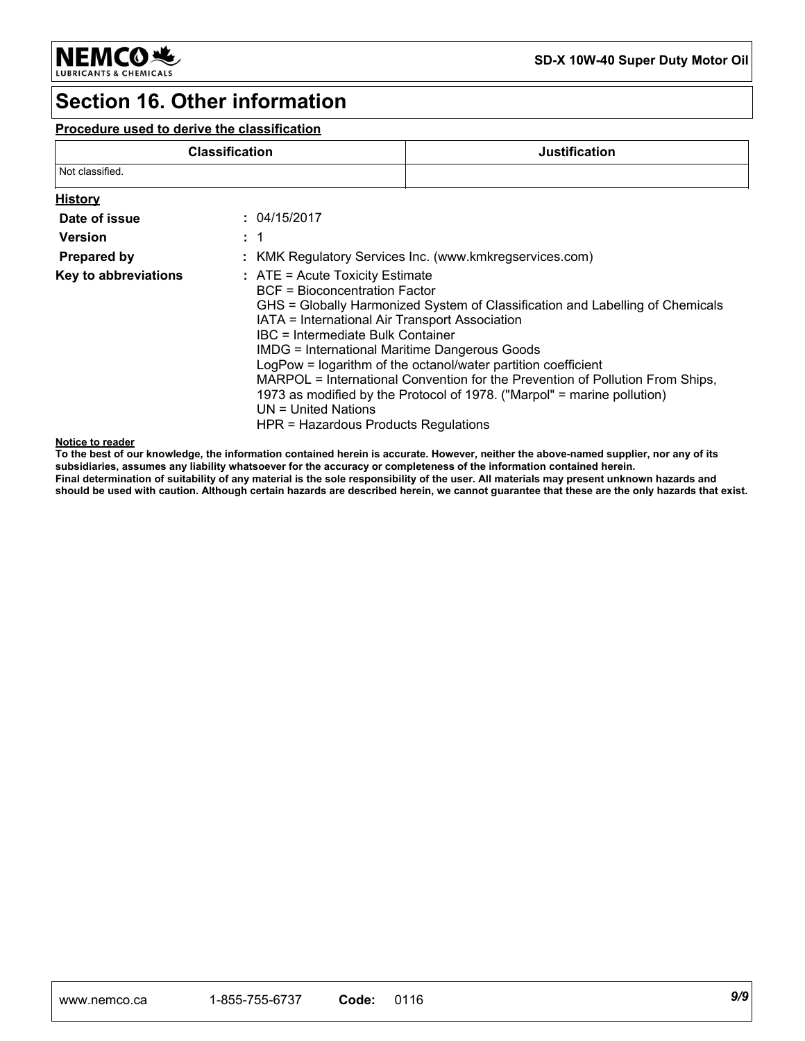# Section 16. Other information

**Procedure used to derive the classification**

| Classification | Justification |
|---|---|
| Not classified. | |

**History**

**Date of issue** : 04/15/2017

**Version** : 1

**Prepared by** : KMK Regulatory Services Inc. (www.kmkregservices.com)

**Key to abbreviations** : ATE = Acute Toxicity Estimate
BCF = Bioconcentration Factor
GHS = Globally Harmonized System of Classification and Labelling of Chemicals
IATA = International Air Transport Association
IBC = Intermediate Bulk Container
IMDG = International Maritime Dangerous Goods
LogPow = logarithm of the octanol/water partition coefficient
MARPOL = International Convention for the Prevention of Pollution From Ships, 1973 as modified by the Protocol of 1978. ("Marpol" = marine pollution)
UN = United Nations
HPR = Hazardous Products Regulations

**Notice to reader**

**To the best of our knowledge, the information contained herein is accurate. However, neither the above-named supplier, nor any of its subsidiaries, assumes any liability whatsoever for the accuracy or completeness of the information contained herein.**
**Final determination of suitability of any material is the sole responsibility of the user. All materials may present unknown hazards and should be used with caution. Although certain hazards are described herein, we cannot guarantee that these are the only hazards that exist.**